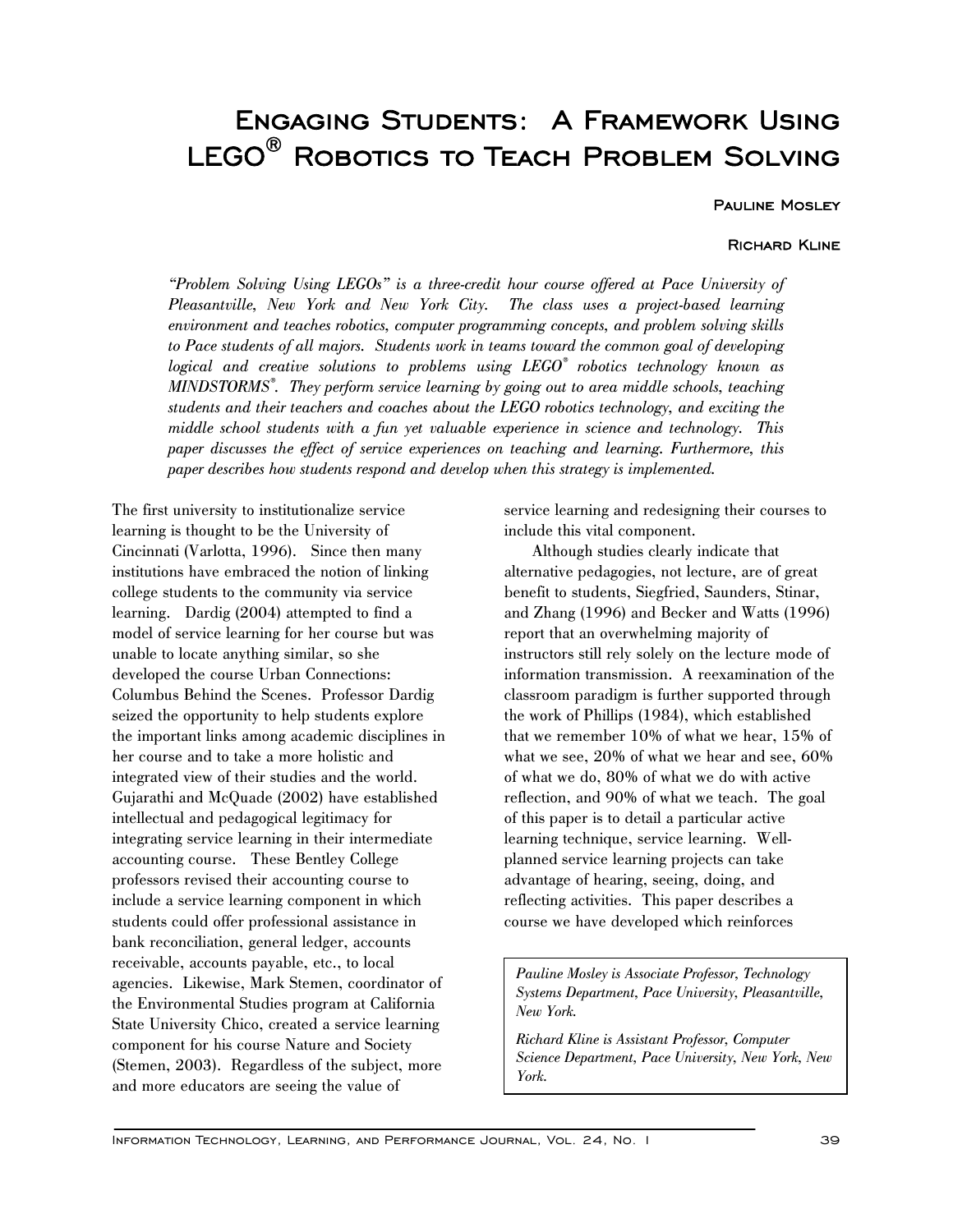# Engaging Students: A Framework Using LEGO® Robotics to Teach Problem Solving

Pauline Mosley

Richard Kline

*"Problem Solving Using LEGOs" is a three-credit hour course offered at Pace University of Pleasantville, New York and New York City. The class uses a project-based learning environment and teaches robotics, computer programming concepts, and problem solving skills to Pace students of all majors. Students work in teams toward the common goal of developing logical and creative solutions to problems using LEGO® robotics technology known as MINDSTORMS®. They perform service learning by going out to area middle schools, teaching students and their teachers and coaches about the LEGO robotics technology, and exciting the middle school students with a fun yet valuable experience in science and technology. This paper discusses the effect of service experiences on teaching and learning. Furthermore, this paper describes how students respond and develop when this strategy is implemented.*

The first university to institutionalize service learning is thought to be the University of Cincinnati (Varlotta, 1996). Since then many institutions have embraced the notion of linking college students to the community via service learning. Dardig (2004) attempted to find a model of service learning for her course but was unable to locate anything similar, so she developed the course Urban Connections: Columbus Behind the Scenes. Professor Dardig seized the opportunity to help students explore the important links among academic disciplines in her course and to take a more holistic and integrated view of their studies and the world. Gujarathi and McQuade (2002) have established intellectual and pedagogical legitimacy for integrating service learning in their intermediate accounting course. These Bentley College professors revised their accounting course to include a service learning component in which students could offer professional assistance in bank reconciliation, general ledger, accounts receivable, accounts payable, etc., to local agencies. Likewise, Mark Stemen, coordinator of the Environmental Studies program at California State University Chico, created a service learning component for his course Nature and Society (Stemen, 2003). Regardless of the subject, more and more educators are seeing the value of service learning and redesigning their courses to include this vital component.

Although studies clearly indicate that alternative pedagogies, not lecture, are of great benefit to students, Siegfried, Saunders, Stinar, and Zhang (1996) and Becker and Watts (1996) report that an overwhelming majority of instructors still rely solely on the lecture mode of information transmission. A reexamination of the classroom paradigm is further supported through the work of Phillips (1984), which established that we remember 10% of what we hear, 15% of what we see, 20% of what we hear and see, 60% of what we do, 80% of what we do with active reflection, and 90% of what we teach. The goal of this paper is to detail a particular active learning technique, service learning. Well-planned service learning projects can take advantage of hearing, seeing, doing, and reflecting activities. This paper describes a course we have developed which reinforces

*Pauline Mosley is Associate Professor, Technology Systems Department, Pace University, Pleasantville, New York.*

*Richard Kline is Assistant Professor, Computer Science Department, Pace University, New York, New York.*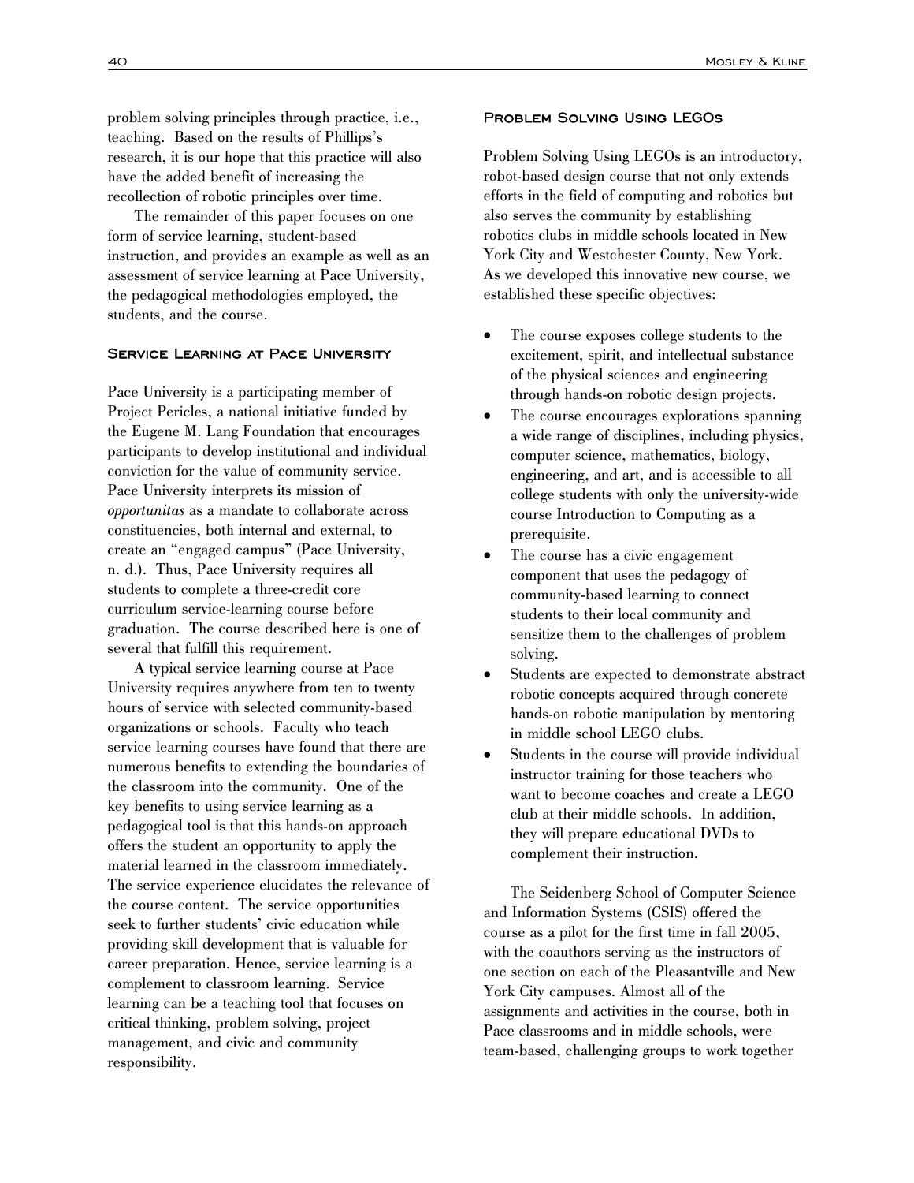problem solving principles through practice, i.e., teaching. Based on the results of Phillips's research, it is our hope that this practice will also have the added benefit of increasing the recollection of robotic principles over time.

The remainder of this paper focuses on one form of service learning, student-based instruction, and provides an example as well as an assessment of service learning at Pace University, the pedagogical methodologies employed, the students, and the course.

### Service Learning at Pace University

Pace University is a participating member of Project Pericles, a national initiative funded by the Eugene M. Lang Foundation that encourages participants to develop institutional and individual conviction for the value of community service. Pace University interprets its mission of *opportunitas* as a mandate to collaborate across constituencies, both internal and external, to create an "engaged campus" (Pace University, n. d.). Thus, Pace University requires all students to complete a three-credit core curriculum service-learning course before graduation. The course described here is one of several that fulfill this requirement.

A typical service learning course at Pace University requires anywhere from ten to twenty hours of service with selected community-based organizations or schools. Faculty who teach service learning courses have found that there are numerous benefits to extending the boundaries of the classroom into the community. One of the key benefits to using service learning as a pedagogical tool is that this hands-on approach offers the student an opportunity to apply the material learned in the classroom immediately. The service experience elucidates the relevance of the course content. The service opportunities seek to further students' civic education while providing skill development that is valuable for career preparation. Hence, service learning is a complement to classroom learning. Service learning can be a teaching tool that focuses on critical thinking, problem solving, project management, and civic and community responsibility.

### Problem Solving Using LEGOs

Problem Solving Using LEGOs is an introductory, robot-based design course that not only extends efforts in the field of computing and robotics but also serves the community by establishing robotics clubs in middle schools located in New York City and Westchester County, New York. As we developed this innovative new course, we established these specific objectives:

- The course exposes college students to the excitement, spirit, and intellectual substance of the physical sciences and engineering through hands-on robotic design projects.
- The course encourages explorations spanning a wide range of disciplines, including physics, computer science, mathematics, biology, engineering, and art, and is accessible to all college students with only the university-wide course Introduction to Computing as a prerequisite.
- The course has a civic engagement component that uses the pedagogy of community-based learning to connect students to their local community and sensitize them to the challenges of problem solving.
- Students are expected to demonstrate abstract robotic concepts acquired through concrete hands-on robotic manipulation by mentoring in middle school LEGO clubs.
- Students in the course will provide individual instructor training for those teachers who want to become coaches and create a LEGO club at their middle schools. In addition, they will prepare educational DVDs to complement their instruction.

The Seidenberg School of Computer Science and Information Systems (CSIS) offered the course as a pilot for the first time in fall 2005, with the coauthors serving as the instructors of one section on each of the Pleasantville and New York City campuses. Almost all of the assignments and activities in the course, both in Pace classrooms and in middle schools, were team-based, challenging groups to work together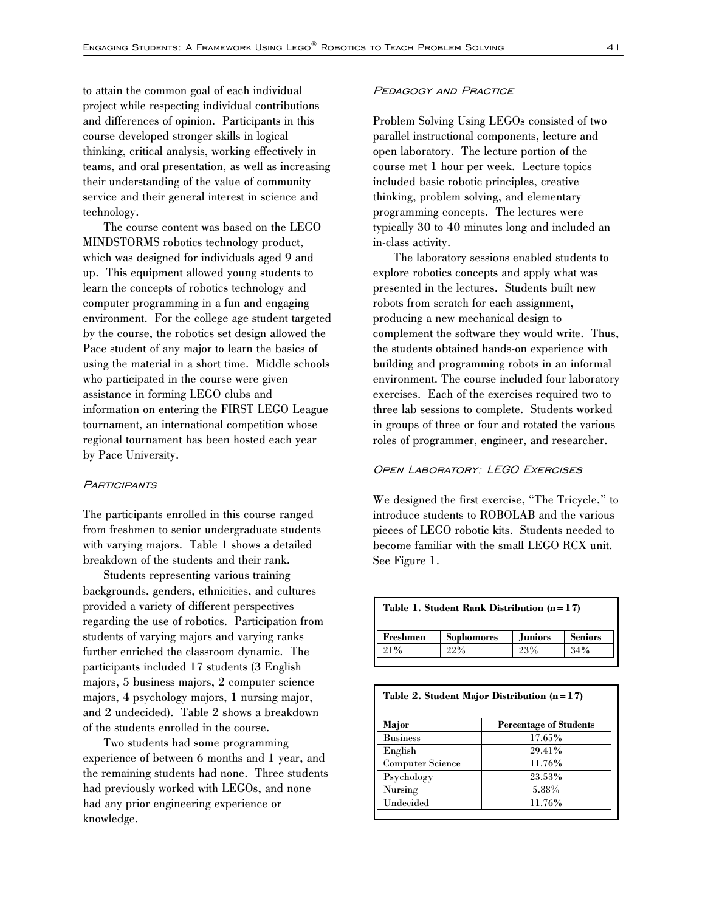to attain the common goal of each individual project while respecting individual contributions and differences of opinion. Participants in this course developed stronger skills in logical thinking, critical analysis, working effectively in teams, and oral presentation, as well as increasing their understanding of the value of community service and their general interest in science and technology.

The course content was based on the LEGO MINDSTORMS robotics technology product, which was designed for individuals aged 9 and up. This equipment allowed young students to learn the concepts of robotics technology and computer programming in a fun and engaging environment. For the college age student targeted by the course, the robotics set design allowed the Pace student of any major to learn the basics of using the material in a short time. Middle schools who participated in the course were given assistance in forming LEGO clubs and information on entering the FIRST LEGO League tournament, an international competition whose regional tournament has been hosted each year by Pace University.

### Participants

The participants enrolled in this course ranged from freshmen to senior undergraduate students with varying majors. Table 1 shows a detailed breakdown of the students and their rank.

Students representing various training backgrounds, genders, ethnicities, and cultures provided a variety of different perspectives regarding the use of robotics. Participation from students of varying majors and varying ranks further enriched the classroom dynamic. The participants included 17 students (3 English majors, 5 business majors, 2 computer science majors, 4 psychology majors, 1 nursing major, and 2 undecided). Table 2 shows a breakdown of the students enrolled in the course.

Two students had some programming experience of between 6 months and 1 year, and the remaining students had none. Three students had previously worked with LEGOs, and none had any prior engineering experience or knowledge.

### Pedagogy and Practice

Problem Solving Using LEGOs consisted of two parallel instructional components, lecture and open laboratory. The lecture portion of the course met 1 hour per week. Lecture topics included basic robotic principles, creative thinking, problem solving, and elementary programming concepts. The lectures were typically 30 to 40 minutes long and included an in-class activity.

The laboratory sessions enabled students to explore robotics concepts and apply what was presented in the lectures. Students built new robots from scratch for each assignment, producing a new mechanical design to complement the software they would write. Thus, the students obtained hands-on experience with building and programming robots in an informal environment. The course included four laboratory exercises. Each of the exercises required two to three lab sessions to complete. Students worked in groups of three or four and rotated the various roles of programmer, engineer, and researcher.

### Open Laboratory: LEGO Exercises

We designed the first exercise, "The Tricycle," to introduce students to ROBOLAB and the various pieces of LEGO robotic kits. Students needed to become familiar with the small LEGO RCX unit. See Figure 1.

**Table 1. Student Rank Distribution (n=17)**

| Freshmen | Sophomores | Juniors | Seniors |
|---|---|---|---|
| 21% | 22% | 23% | 34% |

**Table 2. Student Major Distribution (n=17)**

| Major | Percentage of Students |
|---|---|
| Business | 17.65% |
| English | 29.41% |
| Computer Science | 11.76% |
| Psychology | 23.53% |
| Nursing | 5.88% |
| Undecided | 11.76% |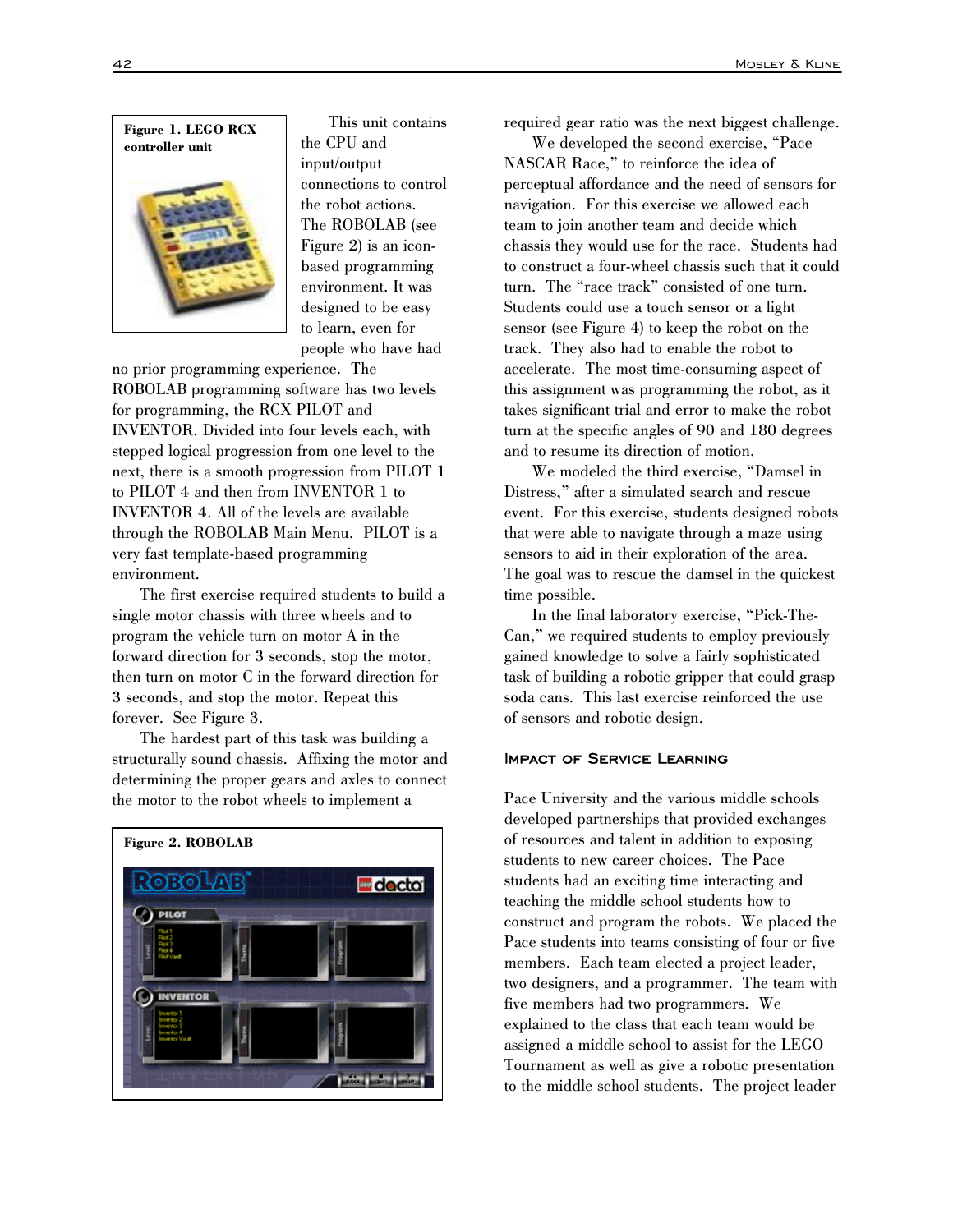**Figure 1. LEGO RCX controller unit**

This unit contains the CPU and input/output connections to control the robot actions. The ROBOLAB (see Figure 2) is an icon-based programming environment. It was designed to be easy to learn, even for people who have had no prior programming experience. The ROBOLAB programming software has two levels for programming, the RCX PILOT and INVENTOR. Divided into four levels each, with stepped logical progression from one level to the next, there is a smooth progression from PILOT 1 to PILOT 4 and then from INVENTOR 1 to INVENTOR 4. All of the levels are available through the ROBOLAB Main Menu. PILOT is a very fast template-based programming environment.

The first exercise required students to build a single motor chassis with three wheels and to program the vehicle turn on motor A in the forward direction for 3 seconds, stop the motor, then turn on motor C in the forward direction for 3 seconds, and stop the motor. Repeat this forever. See Figure 3.

The hardest part of this task was building a structurally sound chassis. Affixing the motor and determining the proper gears and axles to connect the motor to the robot wheels to implement a required gear ratio was the next biggest challenge.

**Figure 2. ROBOLAB**

We developed the second exercise, "Pace NASCAR Race," to reinforce the idea of perceptual affordance and the need of sensors for navigation. For this exercise we allowed each team to join another team and decide which chassis they would use for the race. Students had to construct a four-wheel chassis such that it could turn. The "race track" consisted of one turn. Students could use a touch sensor or a light sensor (see Figure 4) to keep the robot on the track. They also had to enable the robot to accelerate. The most time-consuming aspect of this assignment was programming the robot, as it takes significant trial and error to make the robot turn at the specific angles of 90 and 180 degrees and to resume its direction of motion.

We modeled the third exercise, "Damsel in Distress," after a simulated search and rescue event. For this exercise, students designed robots that were able to navigate through a maze using sensors to aid in their exploration of the area. The goal was to rescue the damsel in the quickest time possible.

In the final laboratory exercise, "Pick-The-Can," we required students to employ previously gained knowledge to solve a fairly sophisticated task of building a robotic gripper that could grasp soda cans. This last exercise reinforced the use of sensors and robotic design.

## Impact of Service Learning

Pace University and the various middle schools developed partnerships that provided exchanges of resources and talent in addition to exposing students to new career choices. The Pace students had an exciting time interacting and teaching the middle school students how to construct and program the robots. We placed the Pace students into teams consisting of four or five members. Each team elected a project leader, two designers, and a programmer. The team with five members had two programmers. We explained to the class that each team would be assigned a middle school to assist for the LEGO Tournament as well as give a robotic presentation to the middle school students. The project leader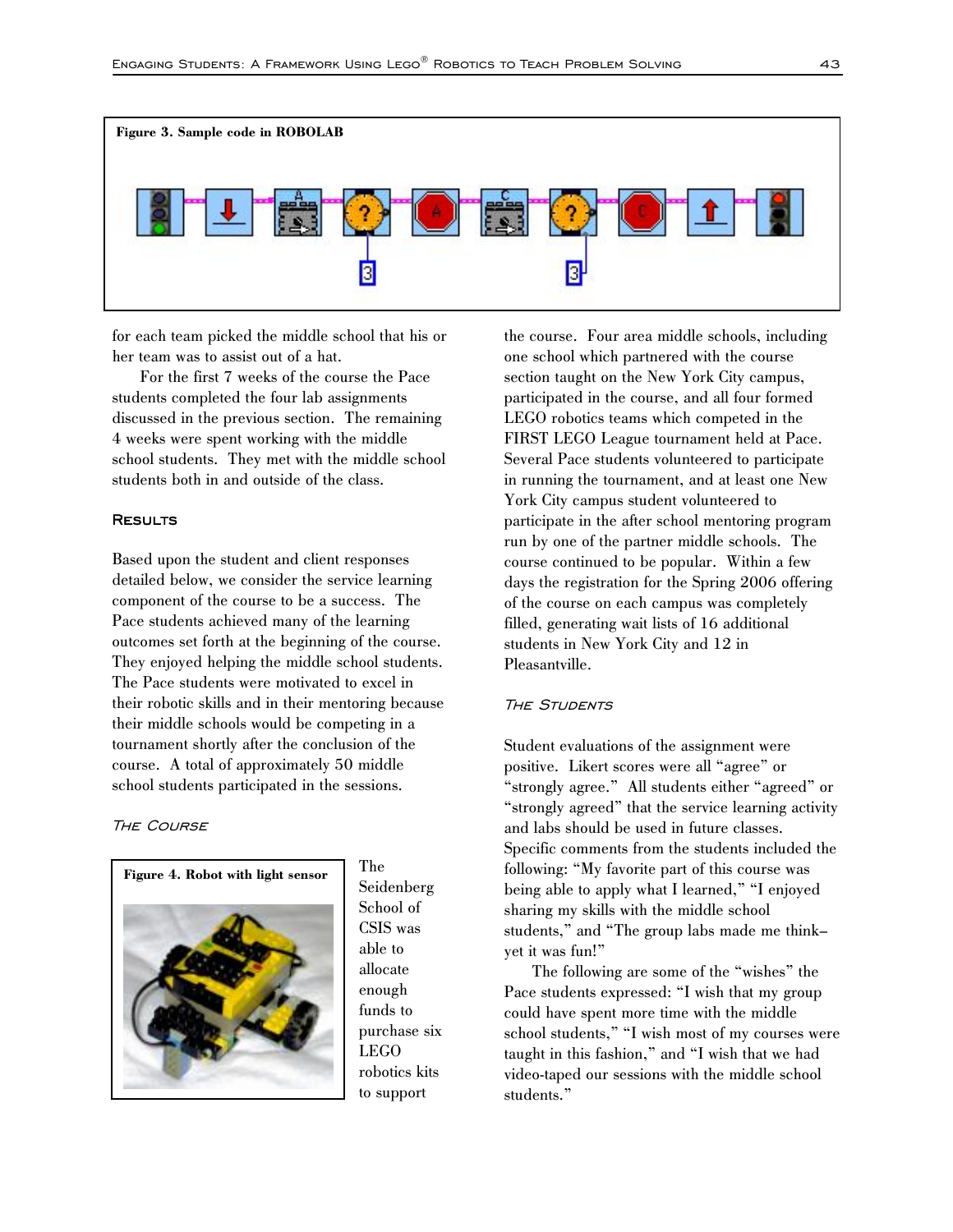**Figure 3. Sample code in ROBOLAB**

for each team picked the middle school that his or her team was to assist out of a hat.

For the first 7 weeks of the course the Pace students completed the four lab assignments discussed in the previous section. The remaining 4 weeks were spent working with the middle school students. They met with the middle school students both in and outside of the class.

## Results

Based upon the student and client responses detailed below, we consider the service learning component of the course to be a success. The Pace students achieved many of the learning outcomes set forth at the beginning of the course. They enjoyed helping the middle school students. The Pace students were motivated to excel in their robotic skills and in their mentoring because their middle schools would be competing in a tournament shortly after the conclusion of the course. A total of approximately 50 middle school students participated in the sessions.

### *The Course*

**Figure 4. Robot with light sensor**

The Seidenberg School of CSIS was able to allocate enough funds to purchase six LEGO robotics kits to support the course. Four area middle schools, including one school which partnered with the course section taught on the New York City campus, participated in the course, and all four formed LEGO robotics teams which competed in the FIRST LEGO League tournament held at Pace. Several Pace students volunteered to participate in running the tournament, and at least one New York City campus student volunteered to participate in the after school mentoring program run by one of the partner middle schools. The course continued to be popular. Within a few days the registration for the Spring 2006 offering of the course on each campus was completely filled, generating wait lists of 16 additional students in New York City and 12 in Pleasantville.

### *The Students*

Student evaluations of the assignment were positive. Likert scores were all "agree" or "strongly agree." All students either "agreed" or "strongly agreed" that the service learning activity and labs should be used in future classes. Specific comments from the students included the following: "My favorite part of this course was being able to apply what I learned," "I enjoyed sharing my skills with the middle school students," and "The group labs made me think–yet it was fun!"

The following are some of the "wishes" the Pace students expressed: "I wish that my group could have spent more time with the middle school students," "I wish most of my courses were taught in this fashion," and "I wish that we had video-taped our sessions with the middle school students."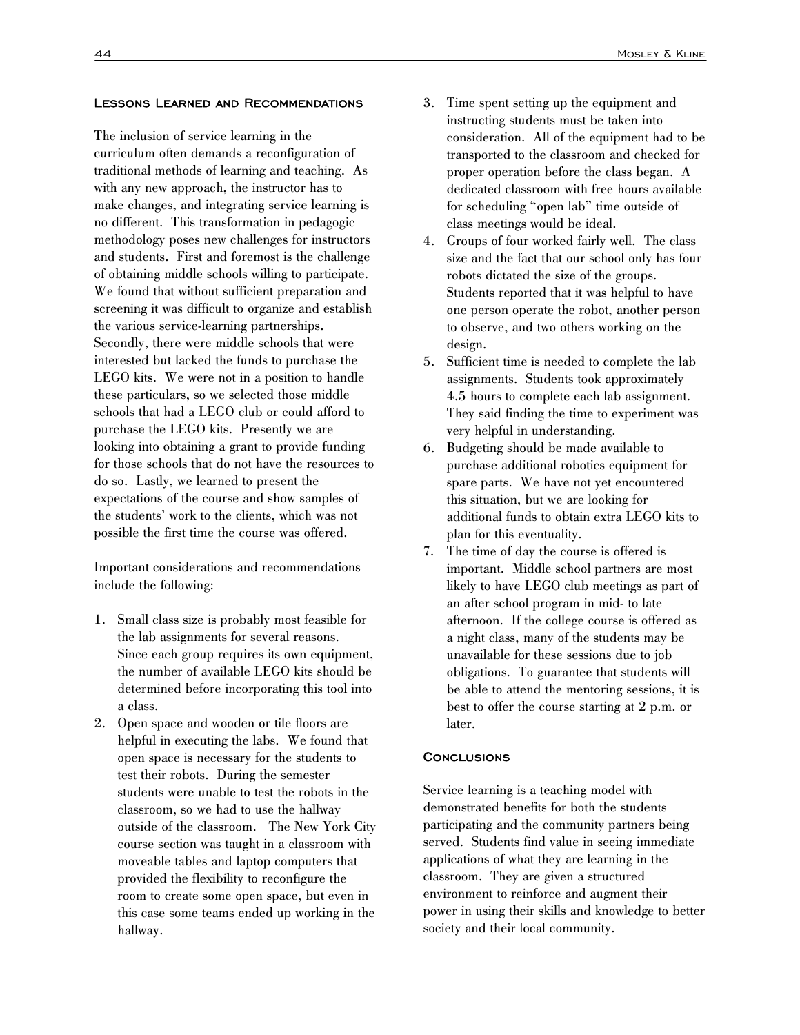## Lessons Learned and Recommendations

The inclusion of service learning in the curriculum often demands a reconfiguration of traditional methods of learning and teaching. As with any new approach, the instructor has to make changes, and integrating service learning is no different. This transformation in pedagogic methodology poses new challenges for instructors and students. First and foremost is the challenge of obtaining middle schools willing to participate. We found that without sufficient preparation and screening it was difficult to organize and establish the various service-learning partnerships. Secondly, there were middle schools that were interested but lacked the funds to purchase the LEGO kits. We were not in a position to handle these particulars, so we selected those middle schools that had a LEGO club or could afford to purchase the LEGO kits. Presently we are looking into obtaining a grant to provide funding for those schools that do not have the resources to do so. Lastly, we learned to present the expectations of the course and show samples of the students' work to the clients, which was not possible the first time the course was offered.

Important considerations and recommendations include the following:

1. Small class size is probably most feasible for the lab assignments for several reasons. Since each group requires its own equipment, the number of available LEGO kits should be determined before incorporating this tool into a class.
2. Open space and wooden or tile floors are helpful in executing the labs. We found that open space is necessary for the students to test their robots. During the semester students were unable to test the robots in the classroom, so we had to use the hallway outside of the classroom. The New York City course section was taught in a classroom with moveable tables and laptop computers that provided the flexibility to reconfigure the room to create some open space, but even in this case some teams ended up working in the hallway.
3. Time spent setting up the equipment and instructing students must be taken into consideration. All of the equipment had to be transported to the classroom and checked for proper operation before the class began. A dedicated classroom with free hours available for scheduling "open lab" time outside of class meetings would be ideal.
4. Groups of four worked fairly well. The class size and the fact that our school only has four robots dictated the size of the groups. Students reported that it was helpful to have one person operate the robot, another person to observe, and two others working on the design.
5. Sufficient time is needed to complete the lab assignments. Students took approximately 4.5 hours to complete each lab assignment. They said finding the time to experiment was very helpful in understanding.
6. Budgeting should be made available to purchase additional robotics equipment for spare parts. We have not yet encountered this situation, but we are looking for additional funds to obtain extra LEGO kits to plan for this eventuality.
7. The time of day the course is offered is important. Middle school partners are most likely to have LEGO club meetings as part of an after school program in mid- to late afternoon. If the college course is offered as a night class, many of the students may be unavailable for these sessions due to job obligations. To guarantee that students will be able to attend the mentoring sessions, it is best to offer the course starting at 2 p.m. or later.

## Conclusions

Service learning is a teaching model with demonstrated benefits for both the students participating and the community partners being served. Students find value in seeing immediate applications of what they are learning in the classroom. They are given a structured environment to reinforce and augment their power in using their skills and knowledge to better society and their local community.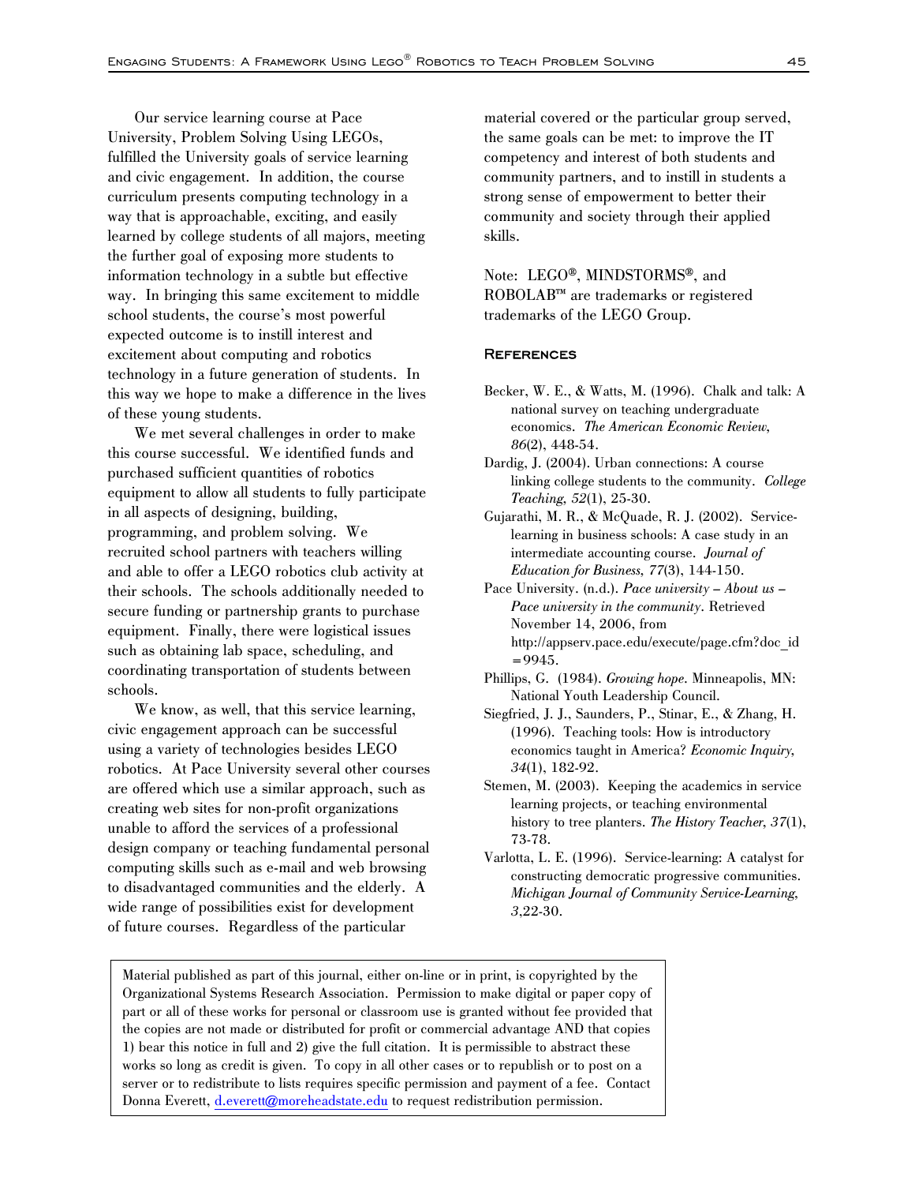Our service learning course at Pace University, Problem Solving Using LEGOs, fulfilled the University goals of service learning and civic engagement. In addition, the course curriculum presents computing technology in a way that is approachable, exciting, and easily learned by college students of all majors, meeting the further goal of exposing more students to information technology in a subtle but effective way. In bringing this same excitement to middle school students, the course's most powerful expected outcome is to instill interest and excitement about computing and robotics technology in a future generation of students. In this way we hope to make a difference in the lives of these young students.

We met several challenges in order to make this course successful. We identified funds and purchased sufficient quantities of robotics equipment to allow all students to fully participate in all aspects of designing, building, programming, and problem solving. We recruited school partners with teachers willing and able to offer a LEGO robotics club activity at their schools. The schools additionally needed to secure funding or partnership grants to purchase equipment. Finally, there were logistical issues such as obtaining lab space, scheduling, and coordinating transportation of students between schools.

We know, as well, that this service learning, civic engagement approach can be successful using a variety of technologies besides LEGO robotics. At Pace University several other courses are offered which use a similar approach, such as creating web sites for non-profit organizations unable to afford the services of a professional design company or teaching fundamental personal computing skills such as e-mail and web browsing to disadvantaged communities and the elderly. A wide range of possibilities exist for development of future courses. Regardless of the particular material covered or the particular group served, the same goals can be met: to improve the IT competency and interest of both students and community partners, and to instill in students a strong sense of empowerment to better their community and society through their applied skills.

Note: LEGO®, MINDSTORMS®, and ROBOLAB™ are trademarks or registered trademarks of the LEGO Group.

## References

Becker, W. E., & Watts, M. (1996). Chalk and talk: A national survey on teaching undergraduate economics. *The American Economic Review, 86*(2), 448-54.

Dardig, J. (2004). Urban connections: A course linking college students to the community. *College Teaching, 52*(1), 25-30.

Gujarathi, M. R., & McQuade, R. J. (2002). Service-learning in business schools: A case study in an intermediate accounting course. *Journal of Education for Business, 77*(3), 144-150.

Pace University. (n.d.). *Pace university – About us – Pace university in the community*. Retrieved November 14, 2006, from http://appserv.pace.edu/execute/page.cfm?doc_id=9945.

Phillips, G. (1984). *Growing hope*. Minneapolis, MN: National Youth Leadership Council.

Siegfried, J. J., Saunders, P., Stinar, E., & Zhang, H. (1996). Teaching tools: How is introductory economics taught in America? *Economic Inquiry, 34*(1), 182-92.

Stemen, M. (2003). Keeping the academics in service learning projects, or teaching environmental history to tree planters. *The History Teacher, 37*(1), 73-78.

Varlotta, L. E. (1996). Service-learning: A catalyst for constructing democratic progressive communities. *Michigan Journal of Community Service-Learning, 3*,22-30.

Material published as part of this journal, either on-line or in print, is copyrighted by the Organizational Systems Research Association. Permission to make digital or paper copy of part or all of these works for personal or classroom use is granted without fee provided that the copies are not made or distributed for profit or commercial advantage AND that copies 1) bear this notice in full and 2) give the full citation. It is permissible to abstract these works so long as credit is given. To copy in all other cases or to republish or to post on a server or to redistribute to lists requires specific permission and payment of a fee. Contact Donna Everett, d.everett@moreheadstate.edu to request redistribution permission.